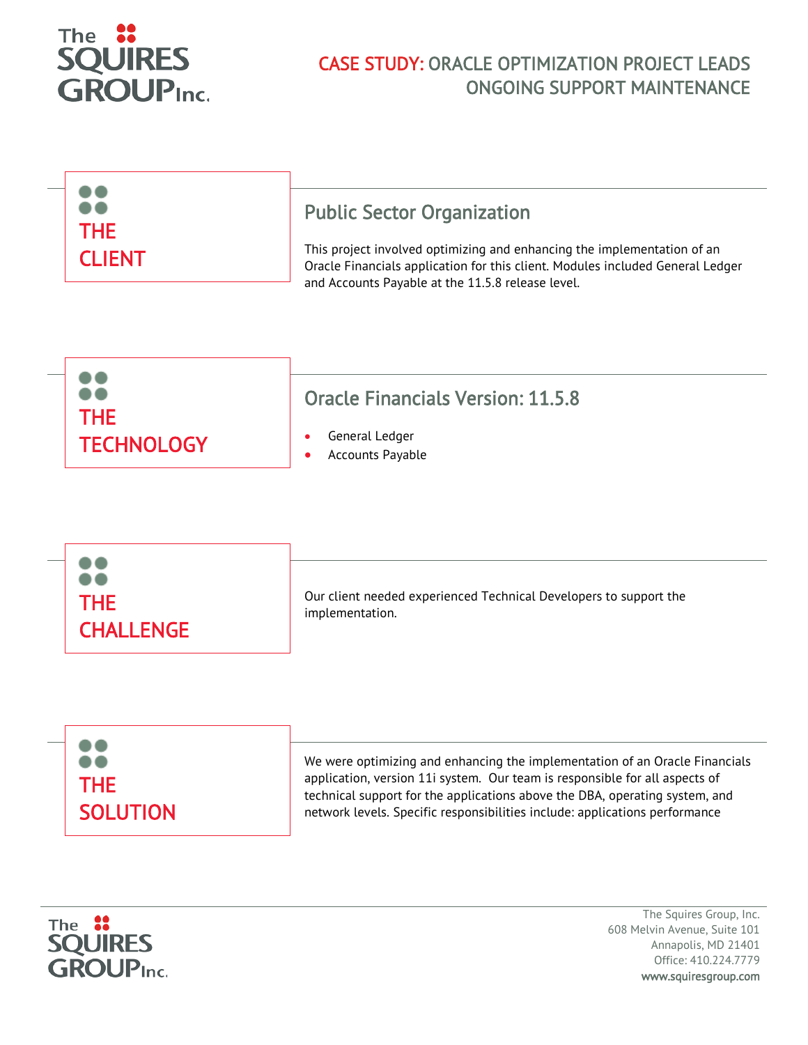# CASE STUDY: ORACLE OPTIMIZATION PROJECT LEADS ONGOING SUPPORT MAINTENANCE

## THE CLIENT

### Public Sector Organization

This project involved optimizing and enhancing the implementation of an Oracle Financials application for this client. Modules included General Ledger and Accounts Payable at the 11.5.8 release level.

## THE TECHNOLOGY

### Oracle Financials Version: 11.5.8

- General Ledger
- Accounts Payable

## THE CHALLENGE

Our client needed experienced Technical Developers to support the implementation.

## THE SOLUTION

We were optimizing and enhancing the implementation of an Oracle Financials application, version 11i system. Our team is responsible for all aspects of technical support for the applications above the DBA, operating system, and network levels. Specific responsibilities include: applications performance

The Squires Group, Inc.
608 Melvin Avenue, Suite 101
Annapolis, MD 21401
Office: 410.224.7779
www.squiresgroup.com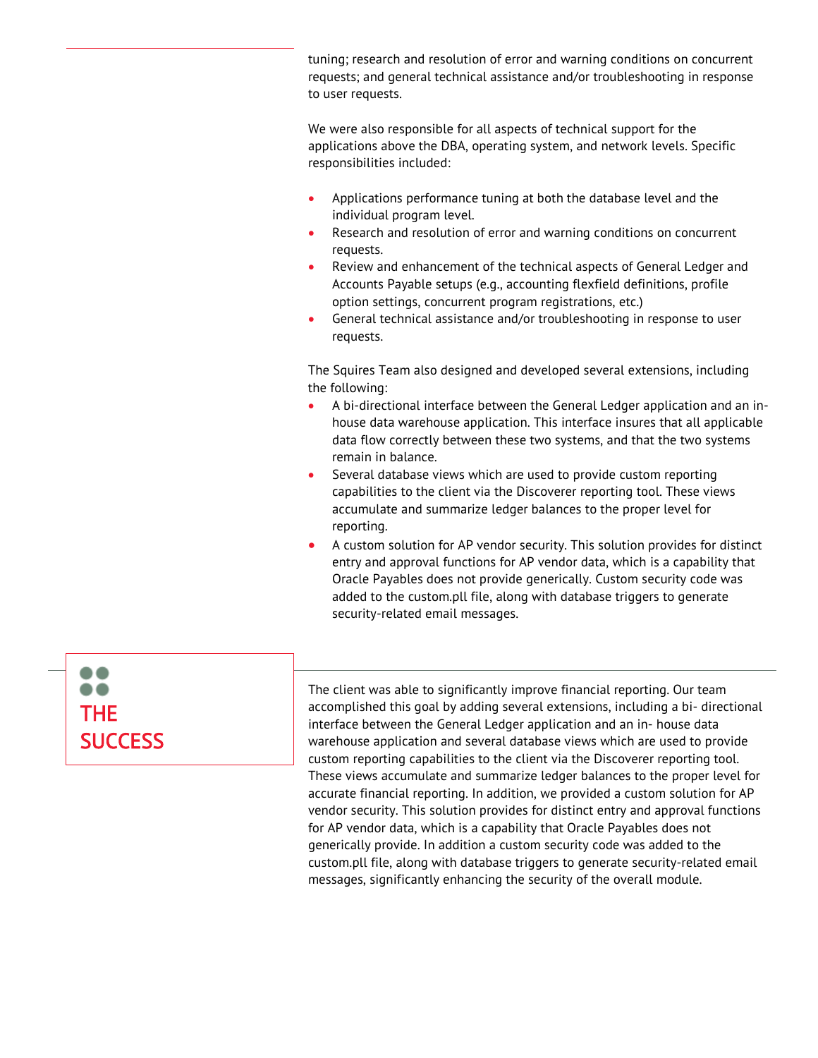tuning; research and resolution of error and warning conditions on concurrent requests; and general technical assistance and/or troubleshooting in response to user requests.

We were also responsible for all aspects of technical support for the applications above the DBA, operating system, and network levels. Specific responsibilities included:

- Applications performance tuning at both the database level and the individual program level.
- Research and resolution of error and warning conditions on concurrent requests.
- Review and enhancement of the technical aspects of General Ledger and Accounts Payable setups (e.g., accounting flexfield definitions, profile option settings, concurrent program registrations, etc.)
- General technical assistance and/or troubleshooting in response to user requests.

The Squires Team also designed and developed several extensions, including the following:

- A bi-directional interface between the General Ledger application and an in-house data warehouse application. This interface insures that all applicable data flow correctly between these two systems, and that the two systems remain in balance.
- Several database views which are used to provide custom reporting capabilities to the client via the Discoverer reporting tool. These views accumulate and summarize ledger balances to the proper level for reporting.
- A custom solution for AP vendor security. This solution provides for distinct entry and approval functions for AP vendor data, which is a capability that Oracle Payables does not provide generically. Custom security code was added to the custom.pll file, along with database triggers to generate security-related email messages.

## THE SUCCESS

The client was able to significantly improve financial reporting. Our team accomplished this goal by adding several extensions, including a bi- directional interface between the General Ledger application and an in- house data warehouse application and several database views which are used to provide custom reporting capabilities to the client via the Discoverer reporting tool. These views accumulate and summarize ledger balances to the proper level for accurate financial reporting. In addition, we provided a custom solution for AP vendor security. This solution provides for distinct entry and approval functions for AP vendor data, which is a capability that Oracle Payables does not generically provide. In addition a custom security code was added to the custom.pll file, along with database triggers to generate security-related email messages, significantly enhancing the security of the overall module.